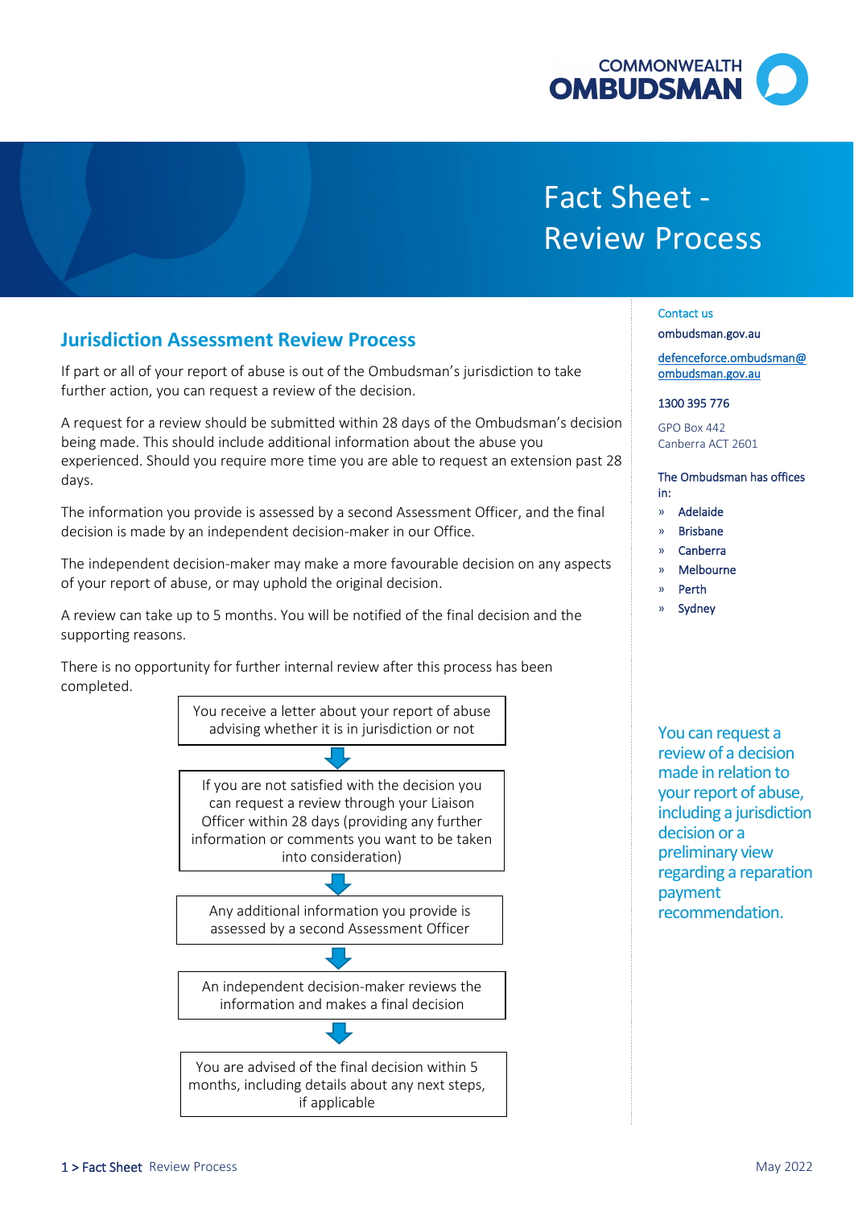# Fact Sheet - Review Process

## Jurisdiction Assessment Review Process

If part or all of your report of abuse is out of the Ombudsman's jurisdiction to take further action, you can request a review of the decision.

A request for a review should be submitted within 28 days of the Ombudsman's decision being made. This should include additional information about the abuse you experienced. Should you require more time you are able to request an extension past 28 days.

The information you provide is assessed by a second Assessment Officer, and the final decision is made by an independent decision-maker in our Office.

The independent decision-maker may make a more favourable decision on any aspects of your report of abuse, or may uphold the original decision.

A review can take up to 5 months. You will be notified of the final decision and the supporting reasons.

There is no opportunity for further internal review after this process has been completed.

You receive a letter about your report of abuse advising whether it is in jurisdiction or not

↓

If you are not satisfied with the decision you can request a review through your Liaison Officer within 28 days (providing any further information or comments you want to be taken into consideration)

↓

Any additional information you provide is assessed by a second Assessment Officer

↓

An independent decision-maker reviews the information and makes a final decision

↓

You are advised of the final decision within 5 months, including details about any next steps, if applicable

---

**Contact us**

ombudsman.gov.au

defenceforce.ombudsman@ombudsman.gov.au

1300 395 776

GPO Box 442
Canberra ACT 2601

**The Ombudsman has offices in:**

- Adelaide
- Brisbane
- Canberra
- Melbourne
- Perth
- Sydney

You can request a review of a decision made in relation to your report of abuse, including a jurisdiction decision or a preliminary view regarding a reparation payment recommendation.

May 2022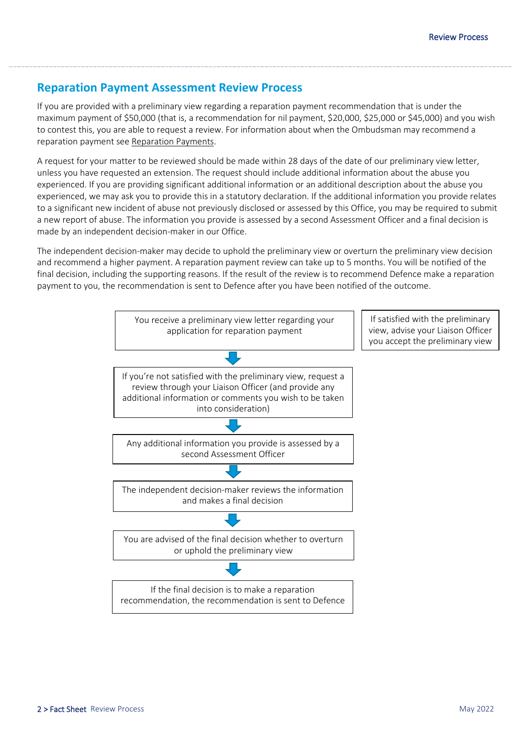## Reparation Payment Assessment Review Process

If you are provided with a preliminary view regarding a reparation payment recommendation that is under the maximum payment of $50,000 (that is, a recommendation for nil payment, $20,000, $25,000 or $45,000) and you wish to contest this, you are able to request a review. For information about when the Ombudsman may recommend a reparation payment see Reparation Payments.

A request for your matter to be reviewed should be made within 28 days of the date of our preliminary view letter, unless you have requested an extension. The request should include additional information about the abuse you experienced. If you are providing significant additional information or an additional description about the abuse you experienced, we may ask you to provide this in a statutory declaration. If the additional information you provide relates to a significant new incident of abuse not previously disclosed or assessed by this Office, you may be required to submit a new report of abuse. The information you provide is assessed by a second Assessment Officer and a final decision is made by an independent decision-maker in our Office.

The independent decision-maker may decide to uphold the preliminary view or overturn the preliminary view decision and recommend a higher payment. A reparation payment review can take up to 5 months. You will be notified of the final decision, including the supporting reasons. If the result of the review is to recommend Defence make a reparation payment to you, the recommendation is sent to Defence after you have been notified of the outcome.

You receive a preliminary view letter regarding your application for reparation payment

If satisfied with the preliminary view, advise your Liaison Officer you accept the preliminary view

↓

If you're not satisfied with the preliminary view, request a review through your Liaison Officer (and provide any additional information or comments you wish to be taken into consideration)

↓

Any additional information you provide is assessed by a second Assessment Officer

↓

The independent decision-maker reviews the information and makes a final decision

↓

You are advised of the final decision whether to overturn or uphold the preliminary view

↓

If the final decision is to make a reparation recommendation, the recommendation is sent to Defence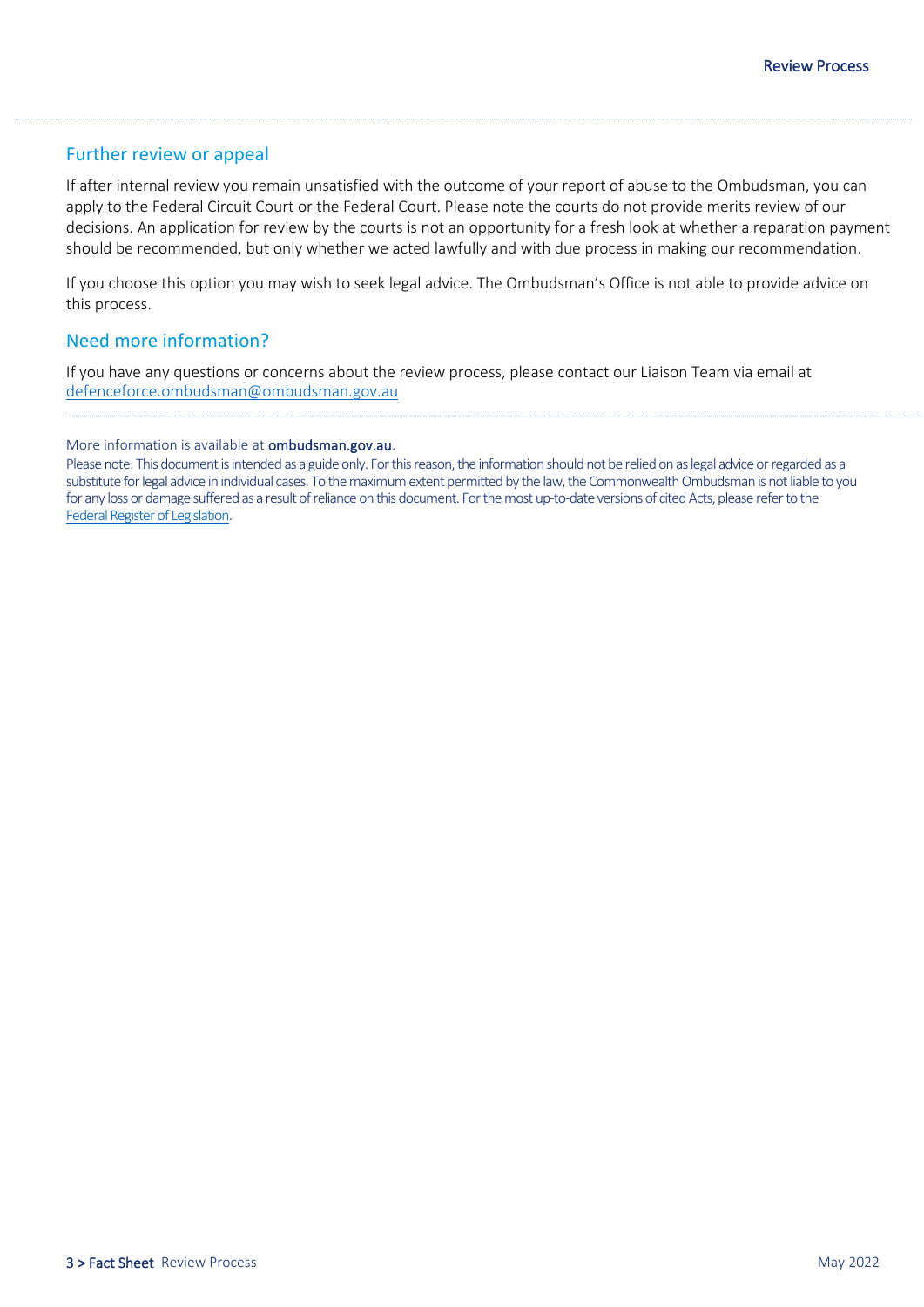## Further review or appeal

If after internal review you remain unsatisfied with the outcome of your report of abuse to the Ombudsman, you can apply to the Federal Circuit Court or the Federal Court. Please note the courts do not provide merits review of our decisions. An application for review by the courts is not an opportunity for a fresh look at whether a reparation payment should be recommended, but only whether we acted lawfully and with due process in making our recommendation.

If you choose this option you may wish to seek legal advice. The Ombudsman's Office is not able to provide advice on this process.

## Need more information?

If you have any questions or concerns about the review process, please contact our Liaison Team via email at [defenceforce.ombudsman@ombudsman.gov.au](mailto:defenceforce.ombudsman@ombudsman.gov.au)

More information is available at **ombudsman.gov.au**.

Please note: This document is intended as a guide only. For this reason, the information should not be relied on as legal advice or regarded as a substitute for legal advice in individual cases. To the maximum extent permitted by the law, the Commonwealth Ombudsman is not liable to you for any loss or damage suffered as a result of reliance on this document. For the most up-to-date versions of cited Acts, please refer to the Federal Register of Legislation.